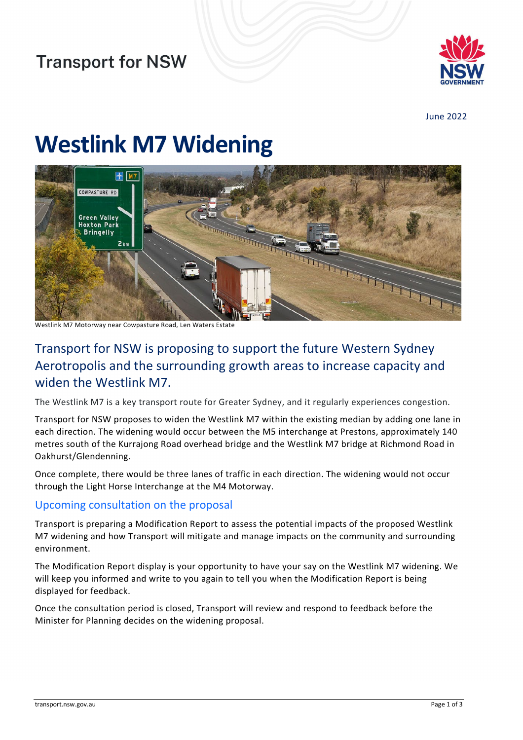Transport for NSW

June 2022

# Westlink M7 Widening

Westlink M7 Motorway near Cowpasture Road, Len Waters Estate

## Transport for NSW is proposing to support the future Western Sydney Aerotropolis and the surrounding growth areas to increase capacity and widen the Westlink M7.

The Westlink M7 is a key transport route for Greater Sydney, and it regularly experiences congestion.

Transport for NSW proposes to widen the Westlink M7 within the existing median by adding one lane in each direction. The widening would occur between the M5 interchange at Prestons, approximately 140 metres south of the Kurrajong Road overhead bridge and the Westlink M7 bridge at Richmond Road in Oakhurst/Glendenning.

Once complete, there would be three lanes of traffic in each direction. The widening would not occur through the Light Horse Interchange at the M4 Motorway.

### Upcoming consultation on the proposal

Transport is preparing a Modification Report to assess the potential impacts of the proposed Westlink M7 widening and how Transport will mitigate and manage impacts on the community and surrounding environment.

The Modification Report display is your opportunity to have your say on the Westlink M7 widening. We will keep you informed and write to you again to tell you when the Modification Report is being displayed for feedback.

Once the consultation period is closed, Transport will review and respond to feedback before the Minister for Planning decides on the widening proposal.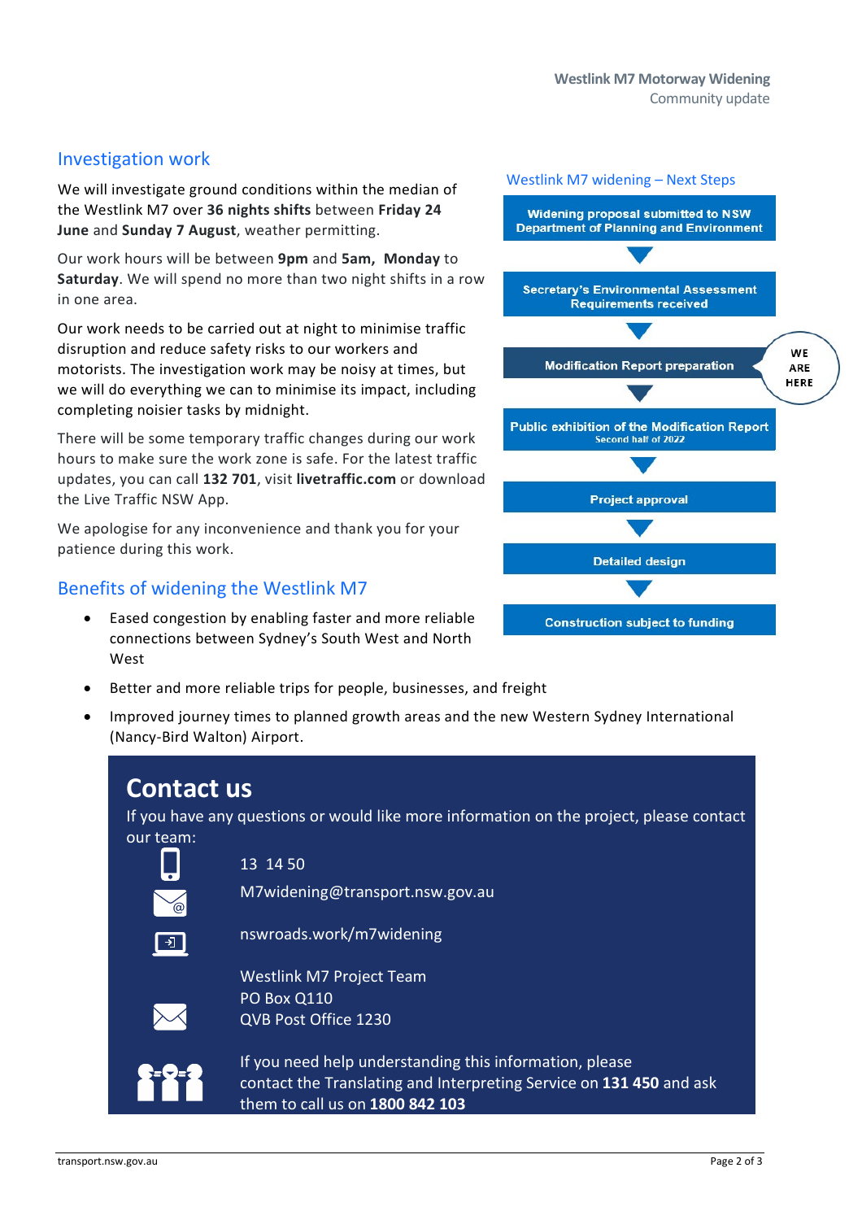## Investigation work

We will investigate ground conditions within the median of the Westlink M7 over **36 nights shifts** between **Friday 24 June** and **Sunday 7 August**, weather permitting.

Our work hours will be between **9pm** and **5am, Monday** to **Saturday**. We will spend no more than two night shifts in a row in one area.

Our work needs to be carried out at night to minimise traffic disruption and reduce safety risks to our workers and motorists. The investigation work may be noisy at times, but we will do everything we can to minimise its impact, including completing noisier tasks by midnight.

There will be some temporary traffic changes during our work hours to make sure the work zone is safe. For the latest traffic updates, you can call **132 701**, visit **livetraffic.com** or download the Live Traffic NSW App.

We apologise for any inconvenience and thank you for your patience during this work.

## Westlink M7 widening – Next Steps

- Widening proposal submitted to NSW Department of Planning and Environment
- Secretary's Environmental Assessment Requirements received
- Modification Report preparation — **WE ARE HERE**
- Public exhibition of the Modification Report (Second half of 2022)
- Project approval
- Detailed design
- Construction subject to funding

## Benefits of widening the Westlink M7

- Eased congestion by enabling faster and more reliable connections between Sydney's South West and North West
- Better and more reliable trips for people, businesses, and freight
- Improved journey times to planned growth areas and the new Western Sydney International (Nancy-Bird Walton) Airport.

## Contact us

If you have any questions or would like more information on the project, please contact our team:

13 14 50

M7widening@transport.nsw.gov.au

nswroads.work/m7widening

Westlink M7 Project Team
PO Box Q110
QVB Post Office 1230

If you need help understanding this information, please contact the Translating and Interpreting Service on **131 450** and ask them to call us on **1800 842 103**